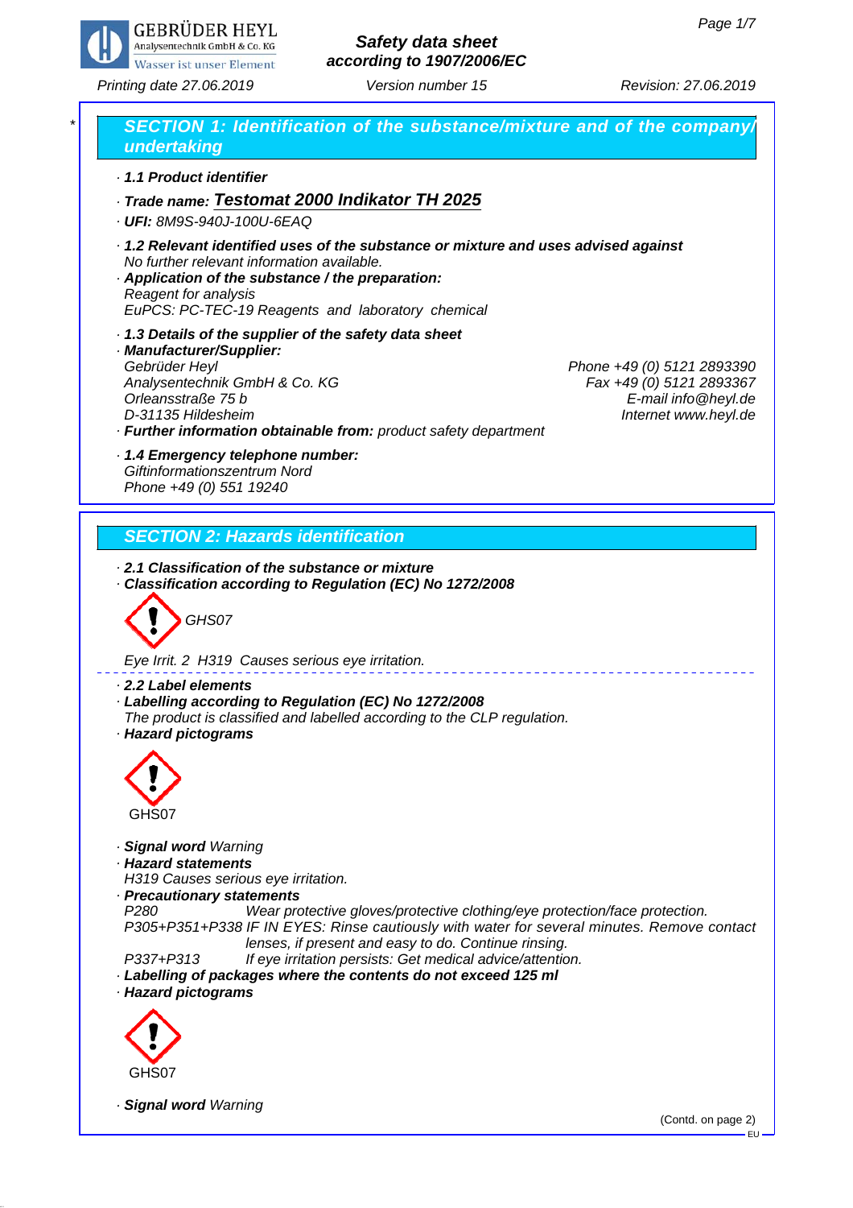# Safety data sheet
## according to 1907/2006/EC

Printing date 27.06.2019 | Version number 15 | Revision: 27.06.2019

## SECTION 1: Identification of the substance/mixture and of the company/undertaking

· **1.1 Product identifier**

· **Trade name: Testomat 2000 Indikator TH 2025**

· **UFI:** 8M9S-940J-100U-6EAQ

· **1.2 Relevant identified uses of the substance or mixture and uses advised against**
No further relevant information available.

· **Application of the substance / the preparation:**
Reagent for analysis
EuPCS: PC-TEC-19 Reagents and laboratory chemical

· **1.3 Details of the supplier of the safety data sheet**

· **Manufacturer/Supplier:**
Gebrüder Heyl
Analysentechnik GmbH & Co. KG
Orleansstraße 75 b
D-31135 Hildesheim

Phone +49 (0) 5121 2893390
Fax +49 (0) 5121 2893367
E-mail info@heyl.de
Internet www.heyl.de

· **Further information obtainable from:** product safety department

· **1.4 Emergency telephone number:**
Giftinformationszentrum Nord
Phone +49 (0) 551 19240

## SECTION 2: Hazards identification

· **2.1 Classification of the substance or mixture**

· **Classification according to Regulation (EC) No 1272/2008**

GHS07

Eye Irrit. 2 H319 Causes serious eye irritation.

· **2.2 Label elements**

· **Labelling according to Regulation (EC) No 1272/2008**
The product is classified and labelled according to the CLP regulation.

· **Hazard pictograms**

GHS07

· **Signal word** Warning

· **Hazard statements**
H319 Causes serious eye irritation.

· **Precautionary statements**
P280 Wear protective gloves/protective clothing/eye protection/face protection.
P305+P351+P338 IF IN EYES: Rinse cautiously with water for several minutes. Remove contact lenses, if present and easy to do. Continue rinsing.
P337+P313 If eye irritation persists: Get medical advice/attention.

· **Labelling of packages where the contents do not exceed 125 ml**

· **Hazard pictograms**

GHS07

· **Signal word** Warning

(Contd. on page 2)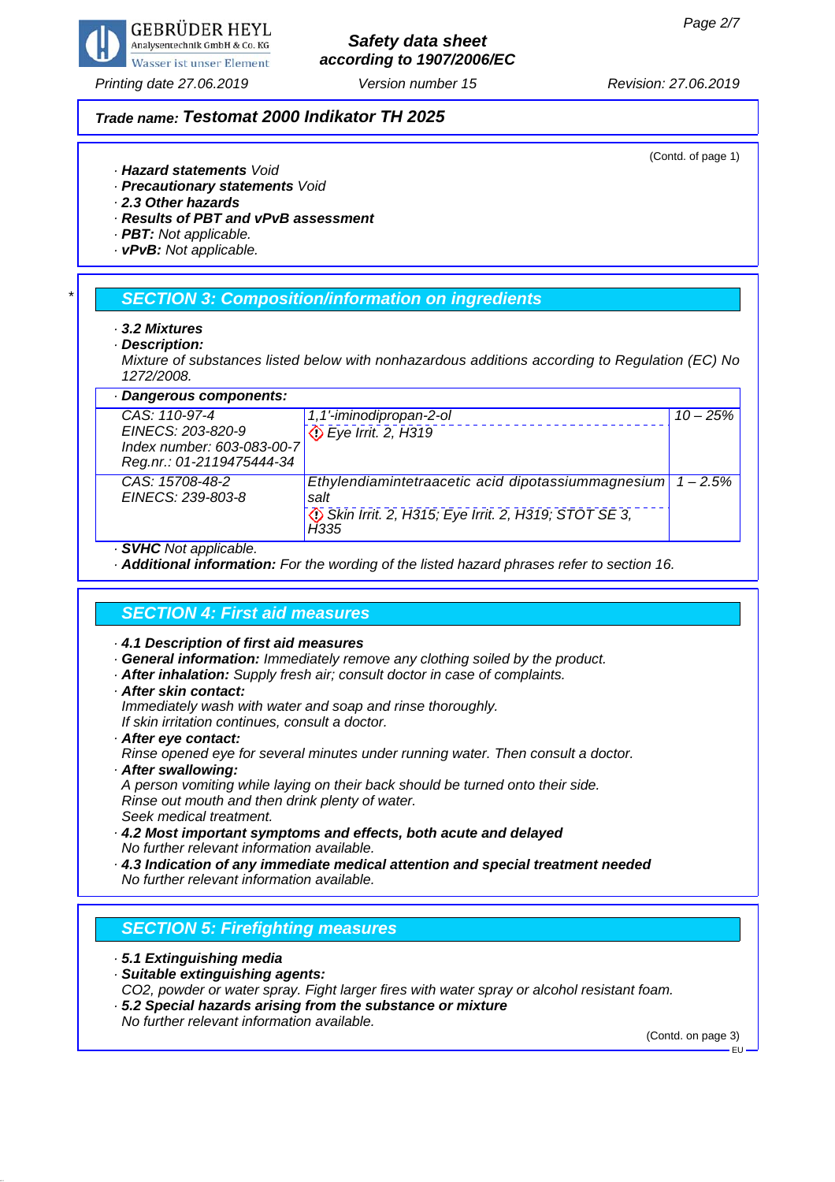**Trade name: Testomat 2000 Indikator TH 2025**

(Contd. of page 1)

- **Hazard statements** Void
- **Precautionary statements** Void
- **2.3 Other hazards**
- **Results of PBT and vPvB assessment**
- **PBT:** Not applicable.
- **vPvB:** Not applicable.

## SECTION 3: Composition/information on ingredients

- **3.2 Mixtures**
- **Description:**
  Mixture of substances listed below with nonhazardous additions according to Regulation (EC) No 1272/2008.

**Dangerous components:**

| | | |
|---|---|---|
| CAS: 110-97-4<br>EINECS: 203-820-9<br>Index number: 603-083-00-7<br>Reg.nr.: 01-2119475444-34 | 1,1'-iminodipropan-2-ol<br>Eye Irrit. 2, H319 | 10 – 25% |
| CAS: 15708-48-2<br>EINECS: 239-803-8 | Ethylendiamintetraacetic acid dipotassiummagnesium salt<br>Skin Irrit. 2, H315; Eye Irrit. 2, H319; STOT SE 3, H335 | 1 – 2.5% |

- **SVHC** Not applicable.
- **Additional information:** For the wording of the listed hazard phrases refer to section 16.

## SECTION 4: First aid measures

- **4.1 Description of first aid measures**
- **General information:** Immediately remove any clothing soiled by the product.
- **After inhalation:** Supply fresh air; consult doctor in case of complaints.
- **After skin contact:**
  Immediately wash with water and soap and rinse thoroughly.
  If skin irritation continues, consult a doctor.
- **After eye contact:**
  Rinse opened eye for several minutes under running water. Then consult a doctor.
- **After swallowing:**
  A person vomiting while laying on their back should be turned onto their side.
  Rinse out mouth and then drink plenty of water.
  Seek medical treatment.
- **4.2 Most important symptoms and effects, both acute and delayed**
  No further relevant information available.
- **4.3 Indication of any immediate medical attention and special treatment needed**
  No further relevant information available.

## SECTION 5: Firefighting measures

- **5.1 Extinguishing media**
- **Suitable extinguishing agents:**
  $CO_2$, powder or water spray. Fight larger fires with water spray or alcohol resistant foam.
- **5.2 Special hazards arising from the substance or mixture**
  No further relevant information available.

(Contd. on page 3)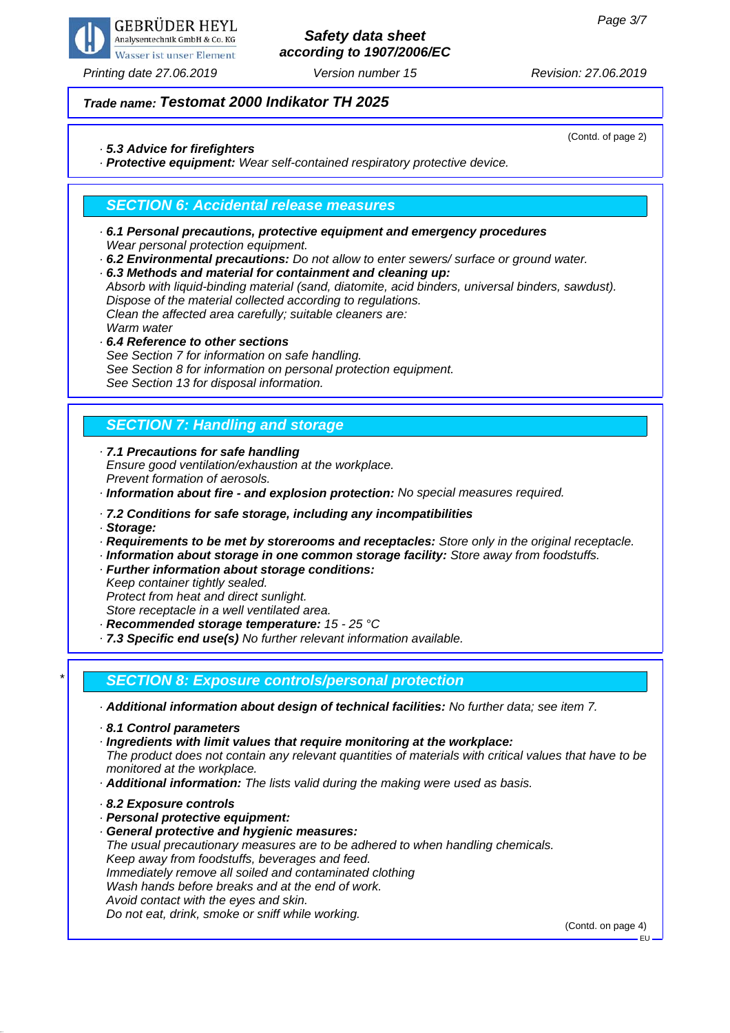**Trade name: Testomat 2000 Indikator TH 2025**

(Contd. of page 2)

· **5.3 Advice for firefighters**
· **Protective equipment:** Wear self-contained respiratory protective device.

## SECTION 6: Accidental release measures

· **6.1 Personal precautions, protective equipment and emergency procedures**
Wear personal protection equipment.
· **6.2 Environmental precautions:** Do not allow to enter sewers/ surface or ground water.
· **6.3 Methods and material for containment and cleaning up:**
Absorb with liquid-binding material (sand, diatomite, acid binders, universal binders, sawdust).
Dispose of the material collected according to regulations.
Clean the affected area carefully; suitable cleaners are:
Warm water
· **6.4 Reference to other sections**
See Section 7 for information on safe handling.
See Section 8 for information on personal protection equipment.
See Section 13 for disposal information.

## SECTION 7: Handling and storage

· **7.1 Precautions for safe handling**
Ensure good ventilation/exhaustion at the workplace.
Prevent formation of aerosols.
· **Information about fire - and explosion protection:** No special measures required.

· **7.2 Conditions for safe storage, including any incompatibilities**
· **Storage:**
· **Requirements to be met by storerooms and receptacles:** Store only in the original receptacle.
· **Information about storage in one common storage facility:** Store away from foodstuffs.
· **Further information about storage conditions:**
Keep container tightly sealed.
Protect from heat and direct sunlight.
Store receptacle in a well ventilated area.
· **Recommended storage temperature:** 15 - 25 °C
· **7.3 Specific end use(s)** No further relevant information available.

## * SECTION 8: Exposure controls/personal protection

· **Additional information about design of technical facilities:** No further data; see item 7.

· **8.1 Control parameters**
· **Ingredients with limit values that require monitoring at the workplace:**
The product does not contain any relevant quantities of materials with critical values that have to be monitored at the workplace.
· **Additional information:** The lists valid during the making were used as basis.

· **8.2 Exposure controls**
· **Personal protective equipment:**
· **General protective and hygienic measures:**
The usual precautionary measures are to be adhered to when handling chemicals.
Keep away from foodstuffs, beverages and feed.
Immediately remove all soiled and contaminated clothing
Wash hands before breaks and at the end of work.
Avoid contact with the eyes and skin.
Do not eat, drink, smoke or sniff while working.

(Contd. on page 4)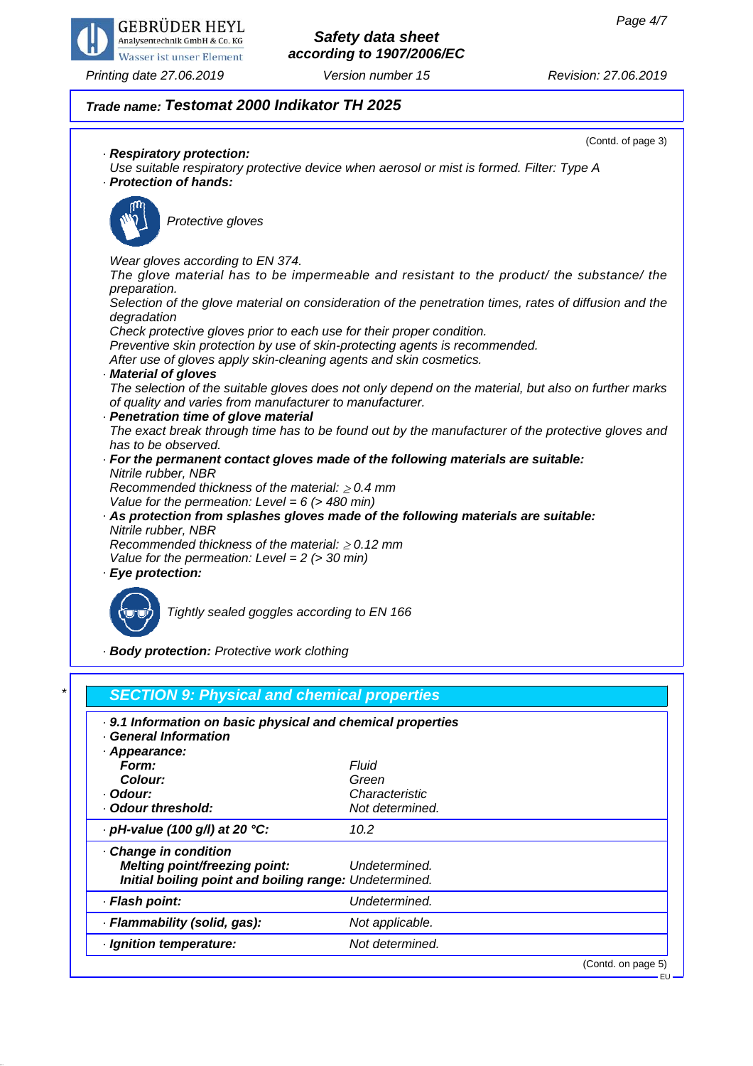**Trade name: Testomat 2000 Indikator TH 2025**

(Contd. of page 3)

· **Respiratory protection:**
Use suitable respiratory protective device when aerosol or mist is formed. Filter: Type A

· **Protection of hands:**

Protective gloves

Wear gloves according to EN 374.
The glove material has to be impermeable and resistant to the product/ the substance/ the preparation.
Selection of the glove material on consideration of the penetration times, rates of diffusion and the degradation
Check protective gloves prior to each use for their proper condition.
Preventive skin protection by use of skin-protecting agents is recommended.
After use of gloves apply skin-cleaning agents and skin cosmetics.

· **Material of gloves**
The selection of the suitable gloves does not only depend on the material, but also on further marks of quality and varies from manufacturer to manufacturer.

· **Penetration time of glove material**
The exact break through time has to be found out by the manufacturer of the protective gloves and has to be observed.

· **For the permanent contact gloves made of the following materials are suitable:**
Nitrile rubber, NBR
Recommended thickness of the material: $\geq$ 0.4 mm
Value for the permeation: Level = 6 (> 480 min)

· **As protection from splashes gloves made of the following materials are suitable:**
Nitrile rubber, NBR
Recommended thickness of the material: $\geq$ 0.12 mm
Value for the permeation: Level = 2 (> 30 min)

· **Eye protection:**

Tightly sealed goggles according to EN 166

· **Body protection:** Protective work clothing

## * SECTION 9: Physical and chemical properties

· **9.1 Information on basic physical and chemical properties**
· **General Information**
· **Appearance:**

| | |
|---|---|
| **Form:** | Fluid |
| **Colour:** | Green |
| · **Odour:** | Characteristic |
| · **Odour threshold:** | Not determined. |
| · **pH-value (100 g/l) at 20 °C:** | 10.2 |
| · **Change in condition** | |
| **Melting point/freezing point:** | Undetermined. |
| **Initial boiling point and boiling range:** | Undetermined. |
| · **Flash point:** | Undetermined. |
| · **Flammability (solid, gas):** | Not applicable. |
| · **Ignition temperature:** | Not determined. |

(Contd. on page 5)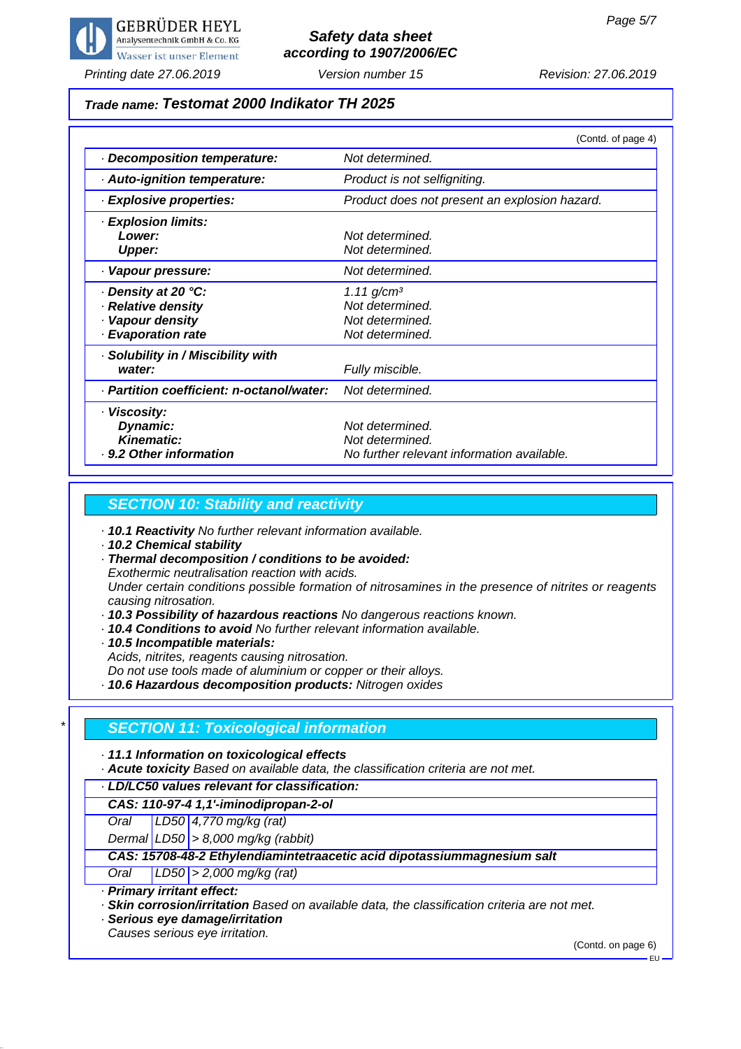**Trade name: Testomat 2000 Indikator TH 2025**

(Contd. of page 4)

| | |
|---|---|
| · **Decomposition temperature:** | Not determined. |
| · **Auto-ignition temperature:** | Product is not selfigniting. |
| · **Explosive properties:** | Product does not present an explosion hazard. |
| · **Explosion limits:** | |
| **Lower:** | Not determined. |
| **Upper:** | Not determined. |
| · **Vapour pressure:** | Not determined. |
| · **Density at 20 °C:** | 1.11 g/cm³ |
| · **Relative density** | Not determined. |
| · **Vapour density** | Not determined. |
| · **Evaporation rate** | Not determined. |
| · **Solubility in / Miscibility with water:** | Fully miscible. |
| · **Partition coefficient: n-octanol/water:** | Not determined. |
| · **Viscosity:** | |
| **Dynamic:** | Not determined. |
| **Kinematic:** | Not determined. |
| · **9.2 Other information** | No further relevant information available. |

## SECTION 10: Stability and reactivity

- **10.1 Reactivity** No further relevant information available.
- **10.2 Chemical stability**
- **Thermal decomposition / conditions to be avoided:**
  Exothermic neutralisation reaction with acids.
  Under certain conditions possible formation of nitrosamines in the presence of nitrites or reagents causing nitrosation.
- **10.3 Possibility of hazardous reactions** No dangerous reactions known.
- **10.4 Conditions to avoid** No further relevant information available.
- **10.5 Incompatible materials:**
  Acids, nitrites, reagents causing nitrosation.
  Do not use tools made of aluminium or copper or their alloys.
- **10.6 Hazardous decomposition products:** Nitrogen oxides

## SECTION 11: Toxicological information

- **11.1 Information on toxicological effects**
- **Acute toxicity** Based on available data, the classification criteria are not met.

| · **LD/LC50 values relevant for classification:** | | |
|---|---|---|
| **CAS: 110-97-4 1,1'-iminodipropan-2-ol** | | |
| Oral | LD50 | 4,770 mg/kg (rat) |
| Dermal | LD50 | > 8,000 mg/kg (rabbit) |
| **CAS: 15708-48-2 Ethylendiamintetraacetic acid dipotassiummagnesium salt** | | |
| Oral | LD50 | > 2,000 mg/kg (rat) |

- **Primary irritant effect:**
- **Skin corrosion/irritation** Based on available data, the classification criteria are not met.
- **Serious eye damage/irritation**
  Causes serious eye irritation.

(Contd. on page 6)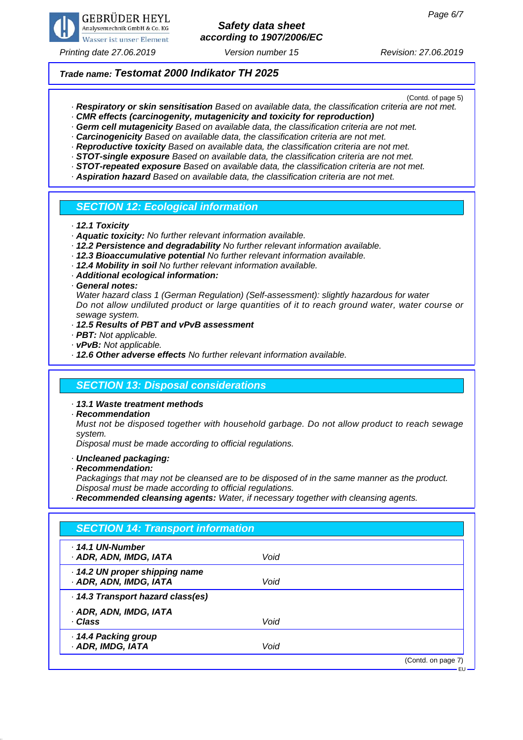## Trade name: Testomat 2000 Indikator TH 2025

(Contd. of page 5)

- **Respiratory or skin sensitisation** Based on available data, the classification criteria are not met.
- **CMR effects (carcinogenity, mutagenicity and toxicity for reproduction)**
- **Germ cell mutagenicity** Based on available data, the classification criteria are not met.
- **Carcinogenicity** Based on available data, the classification criteria are not met.
- **Reproductive toxicity** Based on available data, the classification criteria are not met.
- **STOT-single exposure** Based on available data, the classification criteria are not met.
- **STOT-repeated exposure** Based on available data, the classification criteria are not met.
- **Aspiration hazard** Based on available data, the classification criteria are not met.

## SECTION 12: Ecological information

- **12.1 Toxicity**
- **Aquatic toxicity:** No further relevant information available.
- **12.2 Persistence and degradability** No further relevant information available.
- **12.3 Bioaccumulative potential** No further relevant information available.
- **12.4 Mobility in soil** No further relevant information available.
- **Additional ecological information:**
- **General notes:**
  Water hazard class 1 (German Regulation) (Self-assessment): slightly hazardous for water
  Do not allow undiluted product or large quantities of it to reach ground water, water course or sewage system.
- **12.5 Results of PBT and vPvB assessment**
- **PBT:** Not applicable.
- **vPvB:** Not applicable.
- **12.6 Other adverse effects** No further relevant information available.

## SECTION 13: Disposal considerations

- **13.1 Waste treatment methods**
- **Recommendation**
  Must not be disposed together with household garbage. Do not allow product to reach sewage system.
  Disposal must be made according to official regulations.
- **Uncleaned packaging:**
- **Recommendation:**
  Packagings that may not be cleansed are to be disposed of in the same manner as the product.
  Disposal must be made according to official regulations.
- **Recommended cleansing agents:** Water, if necessary together with cleansing agents.

## SECTION 14: Transport information

| | |
|---|---|
| **14.1 UN-Number** | |
| **ADR, ADN, IMDG, IATA** | Void |
| **14.2 UN proper shipping name** | |
| **ADR, ADN, IMDG, IATA** | Void |
| **14.3 Transport hazard class(es)** | |
| **ADR, ADN, IMDG, IATA** | |
| **Class** | Void |
| **14.4 Packing group** | |
| **ADR, IMDG, IATA** | Void |

(Contd. on page 7)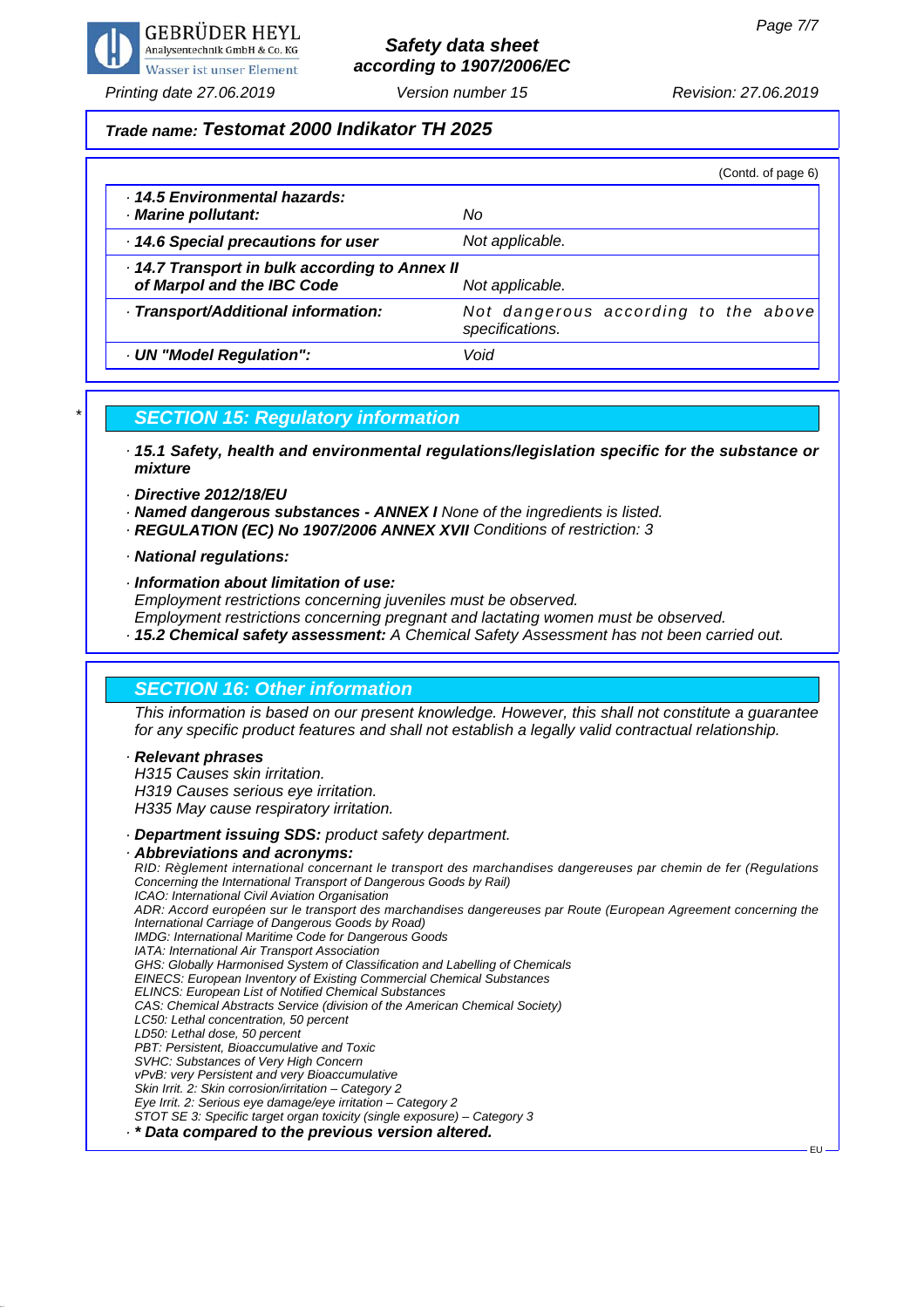Trade name: **Testomat 2000 Indikator TH 2025**

(Contd. of page 6)

| | |
|---|---|
| · **14.5 Environmental hazards:** · **Marine pollutant:** | No |
| · **14.6 Special precautions for user** | Not applicable. |
| · **14.7 Transport in bulk according to Annex II of Marpol and the IBC Code** | Not applicable. |
| · **Transport/Additional information:** | Not dangerous according to the above specifications. |
| · **UN "Model Regulation":** | Void |

## * SECTION 15: Regulatory information

· **15.1 Safety, health and environmental regulations/legislation specific for the substance or mixture**

· **Directive 2012/18/EU**
· **Named dangerous substances - ANNEX I** None of the ingredients is listed.
· **REGULATION (EC) No 1907/2006 ANNEX XVII** Conditions of restriction: 3

· **National regulations:**

· **Information about limitation of use:**
Employment restrictions concerning juveniles must be observed.
Employment restrictions concerning pregnant and lactating women must be observed.
· **15.2 Chemical safety assessment:** A Chemical Safety Assessment has not been carried out.

## SECTION 16: Other information

This information is based on our present knowledge. However, this shall not constitute a guarantee for any specific product features and shall not establish a legally valid contractual relationship.

· **Relevant phrases**
H315 Causes skin irritation.
H319 Causes serious eye irritation.
H335 May cause respiratory irritation.

· **Department issuing SDS:** product safety department.
· **Abbreviations and acronyms:**
RID: Règlement international concernant le transport des marchandises dangereuses par chemin de fer (Regulations Concerning the International Transport of Dangerous Goods by Rail)
ICAO: International Civil Aviation Organisation
ADR: Accord européen sur le transport des marchandises dangereuses par Route (European Agreement concerning the International Carriage of Dangerous Goods by Road)
IMDG: International Maritime Code for Dangerous Goods
IATA: International Air Transport Association
GHS: Globally Harmonised System of Classification and Labelling of Chemicals
EINECS: European Inventory of Existing Commercial Chemical Substances
ELINCS: European List of Notified Chemical Substances
CAS: Chemical Abstracts Service (division of the American Chemical Society)
LC50: Lethal concentration, 50 percent
LD50: Lethal dose, 50 percent
PBT: Persistent, Bioaccumulative and Toxic
SVHC: Substances of Very High Concern
vPvB: very Persistent and very Bioaccumulative
Skin Irrit. 2: Skin corrosion/irritation – Category 2
Eye Irrit. 2: Serious eye damage/eye irritation – Category 2
STOT SE 3: Specific target organ toxicity (single exposure) – Category 3
· **\* Data compared to the previous version altered.**